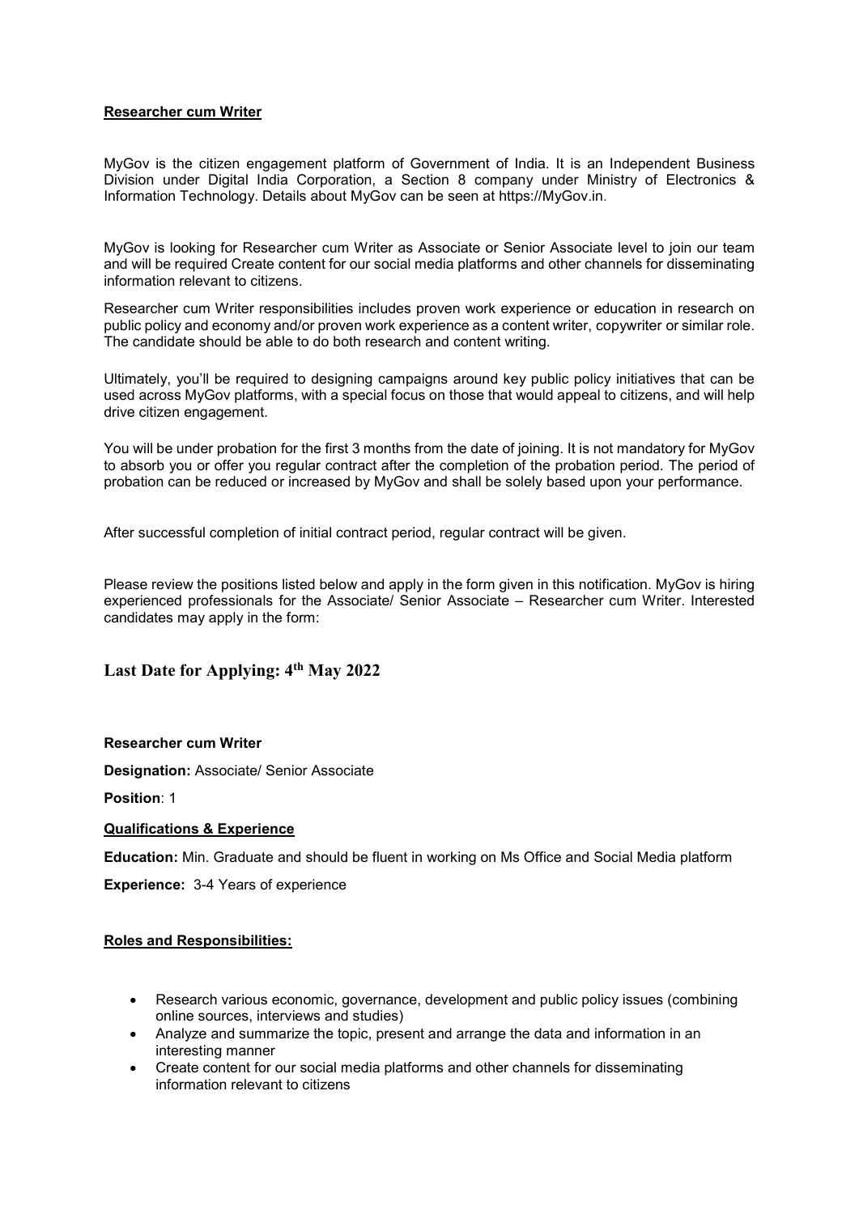**Researcher cum Writer**

MyGov is the citizen engagement platform of Government of India. It is an Independent Business Division under Digital India Corporation, a Section 8 company under Ministry of Electronics & Information Technology. Details about MyGov can be seen at https://MyGov.in.

MyGov is looking for Researcher cum Writer as Associate or Senior Associate level to join our team and will be required Create content for our social media platforms and other channels for disseminating information relevant to citizens.

Researcher cum Writer responsibilities includes proven work experience or education in research on public policy and economy and/or proven work experience as a content writer, copywriter or similar role. The candidate should be able to do both research and content writing.

Ultimately, you'll be required to designing campaigns around key public policy initiatives that can be used across MyGov platforms, with a special focus on those that would appeal to citizens, and will help drive citizen engagement.

You will be under probation for the first 3 months from the date of joining. It is not mandatory for MyGov to absorb you or offer you regular contract after the completion of the probation period. The period of probation can be reduced or increased by MyGov and shall be solely based upon your performance.

After successful completion of initial contract period, regular contract will be given.

Please review the positions listed below and apply in the form given in this notification. MyGov is hiring experienced professionals for the Associate/ Senior Associate – Researcher cum Writer. Interested candidates may apply in the form:

## Last Date for Applying: 4th May 2022

**Researcher cum Writer**

**Designation:** Associate/ Senior Associate

**Position**: 1

**Qualifications & Experience**

**Education:** Min. Graduate and should be fluent in working on Ms Office and Social Media platform

**Experience:** 3-4 Years of experience

**Roles and Responsibilities:**

- Research various economic, governance, development and public policy issues (combining online sources, interviews and studies)
- Analyze and summarize the topic, present and arrange the data and information in an interesting manner
- Create content for our social media platforms and other channels for disseminating information relevant to citizens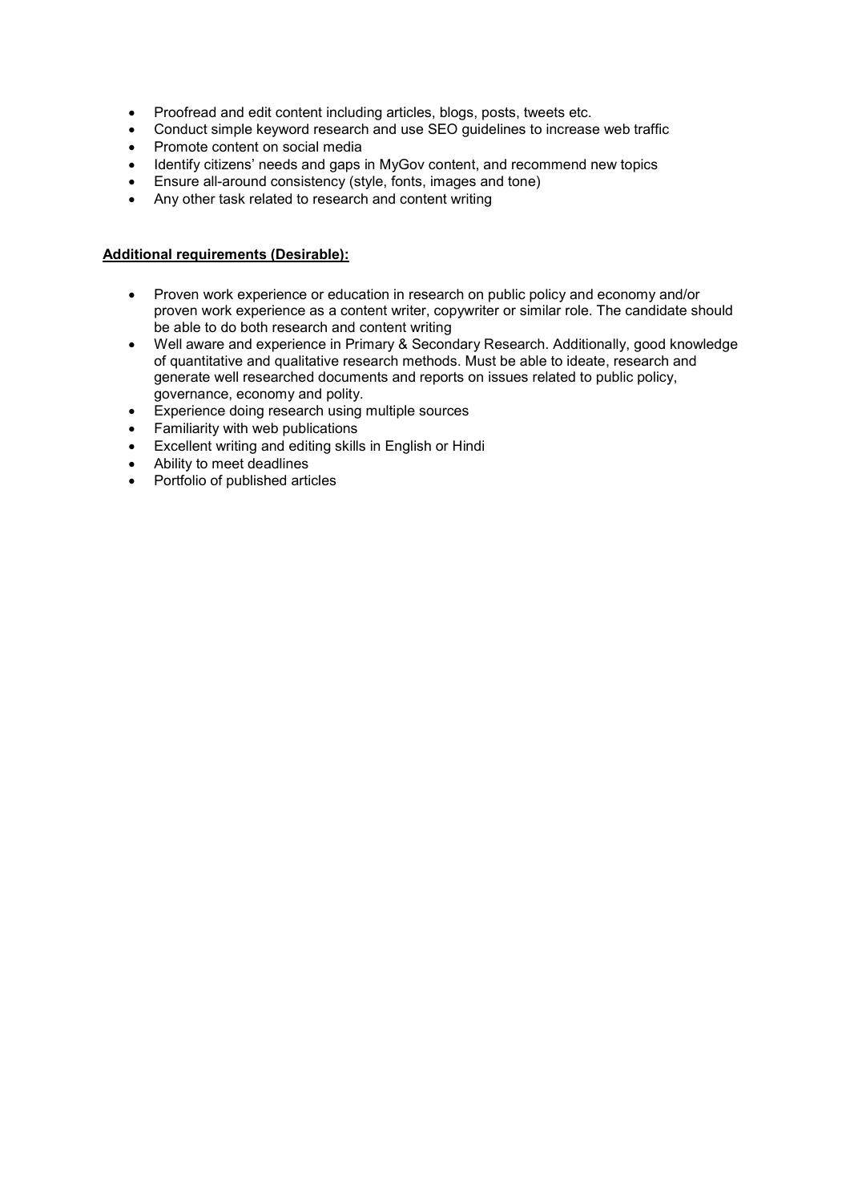- Proofread and edit content including articles, blogs, posts, tweets etc.
- Conduct simple keyword research and use SEO guidelines to increase web traffic
- Promote content on social media
- Identify citizens' needs and gaps in MyGov content, and recommend new topics
- Ensure all-around consistency (style, fonts, images and tone)
- Any other task related to research and content writing

**Additional requirements (Desirable):**

- Proven work experience or education in research on public policy and economy and/or proven work experience as a content writer, copywriter or similar role. The candidate should be able to do both research and content writing
- Well aware and experience in Primary & Secondary Research. Additionally, good knowledge of quantitative and qualitative research methods. Must be able to ideate, research and generate well researched documents and reports on issues related to public policy, governance, economy and polity.
- Experience doing research using multiple sources
- Familiarity with web publications
- Excellent writing and editing skills in English or Hindi
- Ability to meet deadlines
- Portfolio of published articles